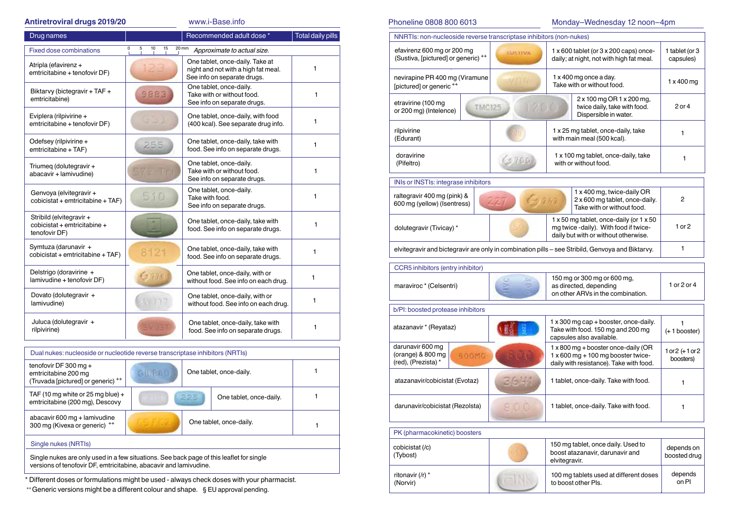# Antiretroviral drugs 2019/20

www.i-Base.info

Phoneline 0808 800 6013 — Monday–Wednesday 12 noon–4pm

| Drug names | | Recommended adult dose * | Total daily pills |
|---|---|---|---|
| **Fixed dose combinations** | 0 5 10 15 20 mm | *Approximate to actual size.* | |
| Atripla (efavirenz + emtricitabine + tenofovir DF) | | One tablet, once-daily. Take at night and not with a high fat meal. See info on separate drugs. | 1 |
| Biktarvy (bictegravir + TAF + emtricitabine) | | One tablet, once-daily. Take with or without food. See info on separate drugs. | 1 |
| Eviplera (rilpivirine + emtricitabine + tenofovir DF) | | One tablet, once-daily, with food (400 kcal). See separate drug info. | 1 |
| Odefsey (rilpivirine + emtricitabine + TAF) | | One tablet, once-daily, take with food. See info on separate drugs. | 1 |
| Triumeq (dolutegravir + abacavir + lamivudine) | | One tablet, once-daily. Take with or without food. See info on separate drugs. | 1 |
| Genvoya (elvitegravir + cobicistat + emtricitabine + TAF) | | One tablet, once-daily. Take with food. See info on separate drugs. | 1 |
| Stribild (elvitegravir + cobicistat + emtricitabine + tenofovir DF) | | One tablet, once-daily, take with food. See info on separate drugs. | 1 |
| Symtuza (darunavir + cobicistat + emtricitabine + TAF) | | One tablet, once-daily, take with food. See info on separate drugs. | 1 |
| Delstrigo (doravirine + lamivudine + tenofovir DF) | | One tablet, once-daily, with or without food. See info on each drug. | 1 |
| Dovato (dolutegravir + lamivudine) | | One tablet, once-daily, with or without food. See info on each drug. | 1 |
| Juluca (dolutegravir + rilpivirine) | | One tablet, once-daily, take with food. See info on separate drugs. | 1 |

| Dual nukes: nucleoside or nucleotide reverse transcriptase inhibitors (NRTIs) | | | |
|---|---|---|---|
| tenofovir DF 300 mg + emtricitabine 200 mg (Truvada [pictured] or generic) ++ | | One tablet, once-daily. | 1 |
| TAF (10 mg white or 25 mg blue) + emtricitabine (200 mg), Descovy | | One tablet, once-daily. | 1 |
| abacavir 600 mg + lamivudine 300 mg (Kivexa or generic) ++ | | One tablet, once-daily. | 1 |

**Single nukes (NRTIs)**

Single nukes are only used in a few situations. See back page of this leaflet for single versions of tenofovir DF, emtricitabine, abacavir and lamivudine.

| NNRTIs: non-nucleoside reverse transcriptase inhibitors (non-nukes) | | | |
|---|---|---|---|
| efavirenz 600 mg or 200 mg (Sustiva, [pictured] or generic) ++ | | 1 x 600 tablet (or 3 x 200 caps) once-daily; at night, not with high fat meal. | 1 tablet (or 3 capsules) |
| nevirapine PR 400 mg (Viramune [pictured] or generic ++ | | 1 x 400 mg once a day. Take with or without food. | 1 x 400 mg |
| etravirine (100 mg or 200 mg) (Intelence) | | 2 x 100 mg OR 1 x 200 mg, twice daily, take with food. Dispersible in water. | 2 or 4 |
| rilpivirine (Edurant) | | 1 x 25 mg tablet, once-daily, take with main meal (500 kcal). | 1 |
| doravirine (Pifeltro) | | 1 x 100 mg tablet, once-daily, take with or without food. | 1 |

| INIs or INSTIs: integrase inhibitors | | | |
|---|---|---|---|
| raltegravir 400 mg (pink) & 600 mg (yellow) (Isentress) | | 1 x 400 mg, twice-daily OR 2 x 600 mg tablet, once-daily. Take with or without food. | 2 |
| dolutegravir (Tivicay) * | | 1 x 50 mg tablet, once-daily (or 1 x 50 mg twice -daily). With food if twice-daily but with or without otherwise. | 1 or 2 |
| elvitegravir and bictegravir are only in combination pills – see Stribild, Genvoya and Biktarvy. | | | 1 |

| CCR5 inhibitors (entry inhibitor) | | | |
|---|---|---|---|
| maraviroc * (Celsentri) | | 150 mg or 300 mg or 600 mg, as directed, depending on other ARVs in the combination. | 1 or 2 or 4 |

| b/PI: boosted protease inhibitors | | | |
|---|---|---|---|
| atazanavir * (Reyataz) | | 1 x 300 mg cap + booster, once-daily. Take with food. 150 mg and 200 mg capsules also available. | 1 (+ 1 booster) |
| darunavir 600 mg (orange) & 800 mg (red), (Prezista) * | | 1 x 800 mg + booster once-daily (OR 1 x 600 mg + 100 mg booster twice-daily with resistance). Take with food. | 1 or 2 (+ 1 or 2 boosters) |
| atazanavir/cobicistat (Evotaz) | | 1 tablet, once-daily. Take with food. | 1 |
| darunavir/cobicistat (Rezolsta) | | 1 tablet, once-daily. Take with food. | 1 |

| PK (pharmacokinetic) boosters | | | |
|---|---|---|---|
| cobicistat (/c) (Tybost) | | 150 mg tablet, once daily. Used to boost atazanavir, darunavir and elvitegravir. | depends on boosted drug |
| ritonavir (/r) * (Norvir) | | 100 mg tablets used at different doses to boost other PIs. | depends on PI |

\* Different doses or formulations might be used - always check doses with your pharmacist.

++ Generic versions might be a different colour and shape. § EU approval pending.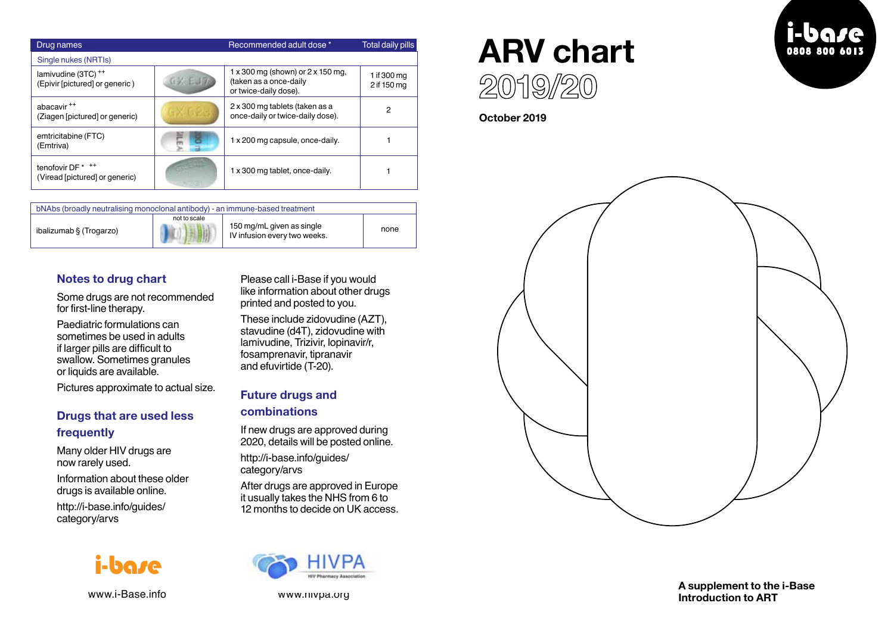| Drug names | | Recommended adult dose * | Total daily pills |
|---|---|---|---|
| Single nukes (NRTIs) | | | |
| lamivudine (3TC) ++ (Epivir [pictured] or generic ) | | 1 x 300 mg (shown) or 2 x 150 mg, (taken as a once-daily or twice-daily dose). | 1 if 300 mg 2 if 150 mg |
| abacavir ++ (Ziagen [pictured] or generic) | | 2 x 300 mg tablets (taken as a once-daily or twice-daily dose). | 2 |
| emtricitabine (FTC) (Emtriva) | | 1 x 200 mg capsule, once-daily. | 1 |
| tenofovir DF * ++ (Viread [pictured] or generic) | | 1 x 300 mg tablet, once-daily. | 1 |

| bNAbs (broadly neutralising monoclonal antibody) - an immune-based treatment | | | |
|---|---|---|---|
| ibalizumab § (Trogarzo) | not to scale | 150 mg/mL given as single IV infusion every two weeks. | none |

### Notes to drug chart

Some drugs are not recommended for first-line therapy.

Paediatric formulations can sometimes be used in adults if larger pills are difficult to swallow. Sometimes granules or liquids are available.

Pictures approximate to actual size.

### Drugs that are used less frequently

Many older HIV drugs are now rarely used.

Information about these older drugs is available online.

http://i-base.info/guides/category/arvs

Please call i-Base if you would like information about other drugs printed and posted to you.

These include zidovudine (AZT), stavudine (d4T), zidovudine with lamivudine, Trizivir, lopinavir/r, fosamprenavir, tipranavir and efuvirtide (T-20).

### Future drugs and combinations

If new drugs are approved during 2020, details will be posted online.

http://i-base.info/guides/category/arvs

After drugs are approved in Europe it usually takes the NHS from 6 to 12 months to decide on UK access.

i-base

www.i-Base.info

HIVPA HIV Pharmacy Association

www.hivpa.org

# ARV chart 2019/20

i-base 0808 800 6013

**October 2019**

**A supplement to the i-Base Introduction to ART**